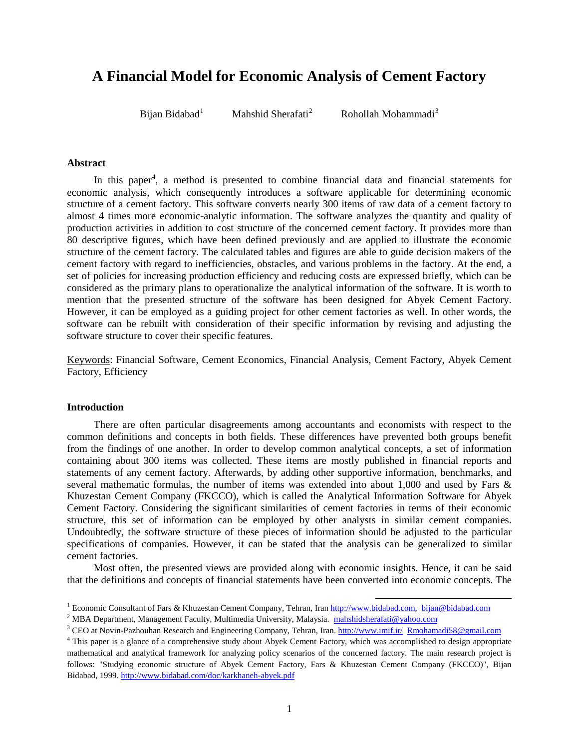# A Financial Model for Economic Analysis of Cement Factory

Bijan Bidabad[1] Mahshid Sherafati[2] Rohollah Mohammadi[3]

## Abstract

In this paper[4], a method is presented to combine financial data and financial statements for economic analysis, which consequently introduces a software applicable for determining economic structure of a cement factory. This software converts nearly 300 items of raw data of a cement factory to almost 4 times more economic-analytic information. The software analyzes the quantity and quality of production activities in addition to cost structure of the concerned cement factory. It provides more than 80 descriptive figures, which have been defined previously and are applied to illustrate the economic structure of the cement factory. The calculated tables and figures are able to guide decision makers of the cement factory with regard to inefficiencies, obstacles, and various problems in the factory. At the end, a set of policies for increasing production efficiency and reducing costs are expressed briefly, which can be considered as the primary plans to operationalize the analytical information of the software. It is worth to mention that the presented structure of the software has been designed for Abyek Cement Factory. However, it can be employed as a guiding project for other cement factories as well. In other words, the software can be rebuilt with consideration of their specific information by revising and adjusting the software structure to cover their specific features.

Keywords: Financial Software, Cement Economics, Financial Analysis, Cement Factory, Abyek Cement Factory, Efficiency

## Introduction

There are often particular disagreements among accountants and economists with respect to the common definitions and concepts in both fields. These differences have prevented both groups benefit from the findings of one another. In order to develop common analytical concepts, a set of information containing about 300 items was collected. These items are mostly published in financial reports and statements of any cement factory. Afterwards, by adding other supportive information, benchmarks, and several mathematic formulas, the number of items was extended into about 1,000 and used by Fars & Khuzestan Cement Company (FKCCO), which is called the Analytical Information Software for Abyek Cement Factory. Considering the significant similarities of cement factories in terms of their economic structure, this set of information can be employed by other analysts in similar cement companies. Undoubtedly, the software structure of these pieces of information should be adjusted to the particular specifications of companies. However, it can be stated that the analysis can be generalized to similar cement factories.

Most often, the presented views are provided along with economic insights. Hence, it can be said that the definitions and concepts of financial statements have been converted into economic concepts. The

---

[1] Economic Consultant of Fars & Khuzestan Cement Company, Tehran, Iran http://www.bidabad.com, bijan@bidabad.com

[2] MBA Department, Management Faculty, Multimedia University, Malaysia. mahshidsherafati@yahoo.com

[3] CEO at Novin-Pazhouhan Research and Engineering Company, Tehran, Iran. http://www.imif.ir/ Rmohamadi58@gmail.com

[4] This paper is a glance of a comprehensive study about Abyek Cement Factory, which was accomplished to design appropriate mathematical and analytical framework for analyzing policy scenarios of the concerned factory. The main research project is follows: "Studying economic structure of Abyek Cement Factory, Fars & Khuzestan Cement Company (FKCCO)", Bijan Bidabad, 1999. http://www.bidabad.com/doc/karkhaneh-abyek.pdf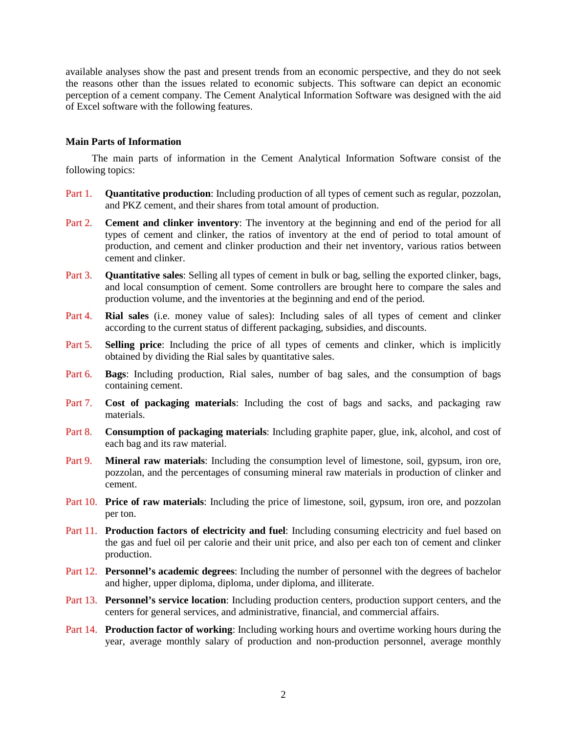available analyses show the past and present trends from an economic perspective, and they do not seek the reasons other than the issues related to economic subjects. This software can depict an economic perception of a cement company. The Cement Analytical Information Software was designed with the aid of Excel software with the following features.

### Main Parts of Information

The main parts of information in the Cement Analytical Information Software consist of the following topics:

Part 1. **Quantitative production**: Including production of all types of cement such as regular, pozzolan, and PKZ cement, and their shares from total amount of production.

Part 2. **Cement and clinker inventory**: The inventory at the beginning and end of the period for all types of cement and clinker, the ratios of inventory at the end of period to total amount of production, and cement and clinker production and their net inventory, various ratios between cement and clinker.

Part 3. **Quantitative sales**: Selling all types of cement in bulk or bag, selling the exported clinker, bags, and local consumption of cement. Some controllers are brought here to compare the sales and production volume, and the inventories at the beginning and end of the period.

Part 4. **Rial sales** (i.e. money value of sales): Including sales of all types of cement and clinker according to the current status of different packaging, subsidies, and discounts.

Part 5. **Selling price**: Including the price of all types of cements and clinker, which is implicitly obtained by dividing the Rial sales by quantitative sales.

Part 6. **Bags**: Including production, Rial sales, number of bag sales, and the consumption of bags containing cement.

Part 7. **Cost of packaging materials**: Including the cost of bags and sacks, and packaging raw materials.

Part 8. **Consumption of packaging materials**: Including graphite paper, glue, ink, alcohol, and cost of each bag and its raw material.

Part 9. **Mineral raw materials**: Including the consumption level of limestone, soil, gypsum, iron ore, pozzolan, and the percentages of consuming mineral raw materials in production of clinker and cement.

Part 10. **Price of raw materials**: Including the price of limestone, soil, gypsum, iron ore, and pozzolan per ton.

Part 11. **Production factors of electricity and fuel**: Including consuming electricity and fuel based on the gas and fuel oil per calorie and their unit price, and also per each ton of cement and clinker production.

Part 12. **Personnel's academic degrees**: Including the number of personnel with the degrees of bachelor and higher, upper diploma, diploma, under diploma, and illiterate.

Part 13. **Personnel's service location**: Including production centers, production support centers, and the centers for general services, and administrative, financial, and commercial affairs.

Part 14. **Production factor of working**: Including working hours and overtime working hours during the year, average monthly salary of production and non-production personnel, average monthly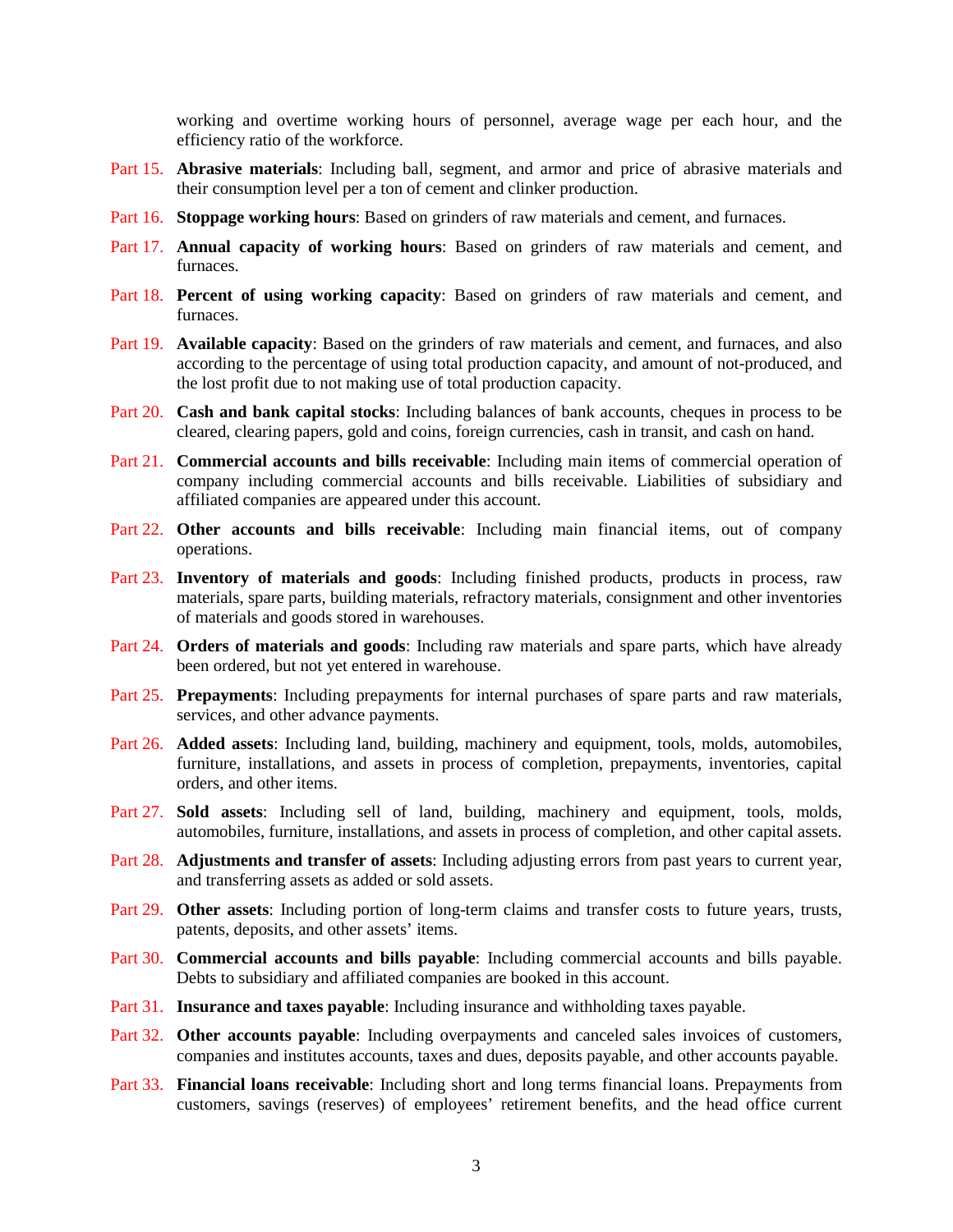working and overtime working hours of personnel, average wage per each hour, and the efficiency ratio of the workforce.

Part 15. **Abrasive materials**: Including ball, segment, and armor and price of abrasive materials and their consumption level per a ton of cement and clinker production.

Part 16. **Stoppage working hours**: Based on grinders of raw materials and cement, and furnaces.

Part 17. **Annual capacity of working hours**: Based on grinders of raw materials and cement, and furnaces.

Part 18. **Percent of using working capacity**: Based on grinders of raw materials and cement, and furnaces.

Part 19. **Available capacity**: Based on the grinders of raw materials and cement, and furnaces, and also according to the percentage of using total production capacity, and amount of not-produced, and the lost profit due to not making use of total production capacity.

Part 20. **Cash and bank capital stocks**: Including balances of bank accounts, cheques in process to be cleared, clearing papers, gold and coins, foreign currencies, cash in transit, and cash on hand.

Part 21. **Commercial accounts and bills receivable**: Including main items of commercial operation of company including commercial accounts and bills receivable. Liabilities of subsidiary and affiliated companies are appeared under this account.

Part 22. **Other accounts and bills receivable**: Including main financial items, out of company operations.

Part 23. **Inventory of materials and goods**: Including finished products, products in process, raw materials, spare parts, building materials, refractory materials, consignment and other inventories of materials and goods stored in warehouses.

Part 24. **Orders of materials and goods**: Including raw materials and spare parts, which have already been ordered, but not yet entered in warehouse.

Part 25. **Prepayments**: Including prepayments for internal purchases of spare parts and raw materials, services, and other advance payments.

Part 26. **Added assets**: Including land, building, machinery and equipment, tools, molds, automobiles, furniture, installations, and assets in process of completion, prepayments, inventories, capital orders, and other items.

Part 27. **Sold assets**: Including sell of land, building, machinery and equipment, tools, molds, automobiles, furniture, installations, and assets in process of completion, and other capital assets.

Part 28. **Adjustments and transfer of assets**: Including adjusting errors from past years to current year, and transferring assets as added or sold assets.

Part 29. **Other assets**: Including portion of long-term claims and transfer costs to future years, trusts, patents, deposits, and other assets' items.

Part 30. **Commercial accounts and bills payable**: Including commercial accounts and bills payable. Debts to subsidiary and affiliated companies are booked in this account.

Part 31. **Insurance and taxes payable**: Including insurance and withholding taxes payable.

Part 32. **Other accounts payable**: Including overpayments and canceled sales invoices of customers, companies and institutes accounts, taxes and dues, deposits payable, and other accounts payable.

Part 33. **Financial loans receivable**: Including short and long terms financial loans. Prepayments from customers, savings (reserves) of employees' retirement benefits, and the head office current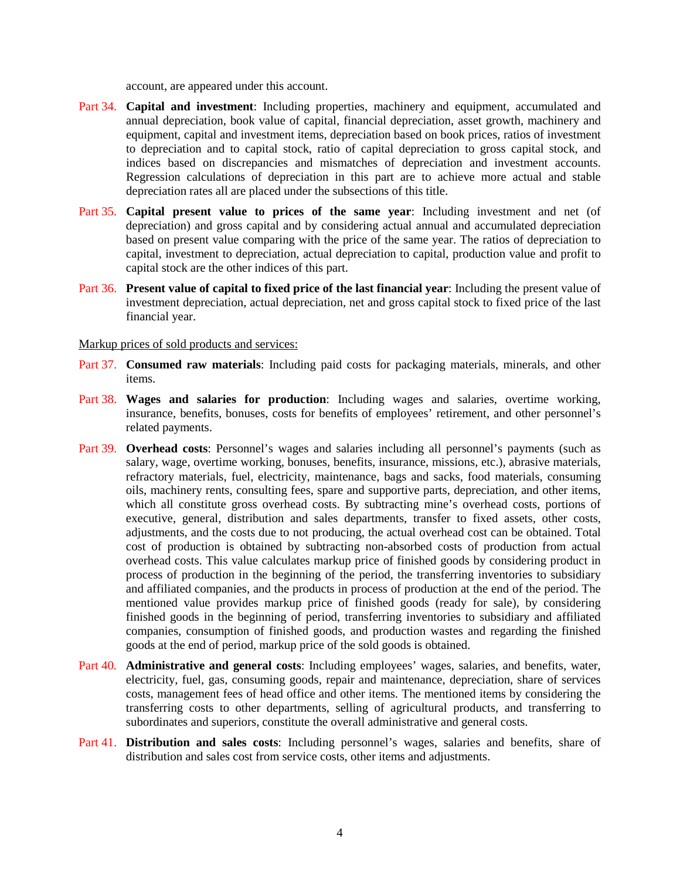account, are appeared under this account.

Part 34. **Capital and investment**: Including properties, machinery and equipment, accumulated and annual depreciation, book value of capital, financial depreciation, asset growth, machinery and equipment, capital and investment items, depreciation based on book prices, ratios of investment to depreciation and to capital stock, ratio of capital depreciation to gross capital stock, and indices based on discrepancies and mismatches of depreciation and investment accounts. Regression calculations of depreciation in this part are to achieve more actual and stable depreciation rates all are placed under the subsections of this title.

Part 35. **Capital present value to prices of the same year**: Including investment and net (of depreciation) and gross capital and by considering actual annual and accumulated depreciation based on present value comparing with the price of the same year. The ratios of depreciation to capital, investment to depreciation, actual depreciation to capital, production value and profit to capital stock are the other indices of this part.

Part 36. **Present value of capital to fixed price of the last financial year**: Including the present value of investment depreciation, actual depreciation, net and gross capital stock to fixed price of the last financial year.

Markup prices of sold products and services:

Part 37. **Consumed raw materials**: Including paid costs for packaging materials, minerals, and other items.

Part 38. **Wages and salaries for production**: Including wages and salaries, overtime working, insurance, benefits, bonuses, costs for benefits of employees' retirement, and other personnel's related payments.

Part 39. **Overhead costs**: Personnel's wages and salaries including all personnel's payments (such as salary, wage, overtime working, bonuses, benefits, insurance, missions, etc.), abrasive materials, refractory materials, fuel, electricity, maintenance, bags and sacks, food materials, consuming oils, machinery rents, consulting fees, spare and supportive parts, depreciation, and other items, which all constitute gross overhead costs. By subtracting mine's overhead costs, portions of executive, general, distribution and sales departments, transfer to fixed assets, other costs, adjustments, and the costs due to not producing, the actual overhead cost can be obtained. Total cost of production is obtained by subtracting non-absorbed costs of production from actual overhead costs. This value calculates markup price of finished goods by considering product in process of production in the beginning of the period, the transferring inventories to subsidiary and affiliated companies, and the products in process of production at the end of the period. The mentioned value provides markup price of finished goods (ready for sale), by considering finished goods in the beginning of period, transferring inventories to subsidiary and affiliated companies, consumption of finished goods, and production wastes and regarding the finished goods at the end of period, markup price of the sold goods is obtained.

Part 40. **Administrative and general costs**: Including employees' wages, salaries, and benefits, water, electricity, fuel, gas, consuming goods, repair and maintenance, depreciation, share of services costs, management fees of head office and other items. The mentioned items by considering the transferring costs to other departments, selling of agricultural products, and transferring to subordinates and superiors, constitute the overall administrative and general costs.

Part 41. **Distribution and sales costs**: Including personnel's wages, salaries and benefits, share of distribution and sales cost from service costs, other items and adjustments.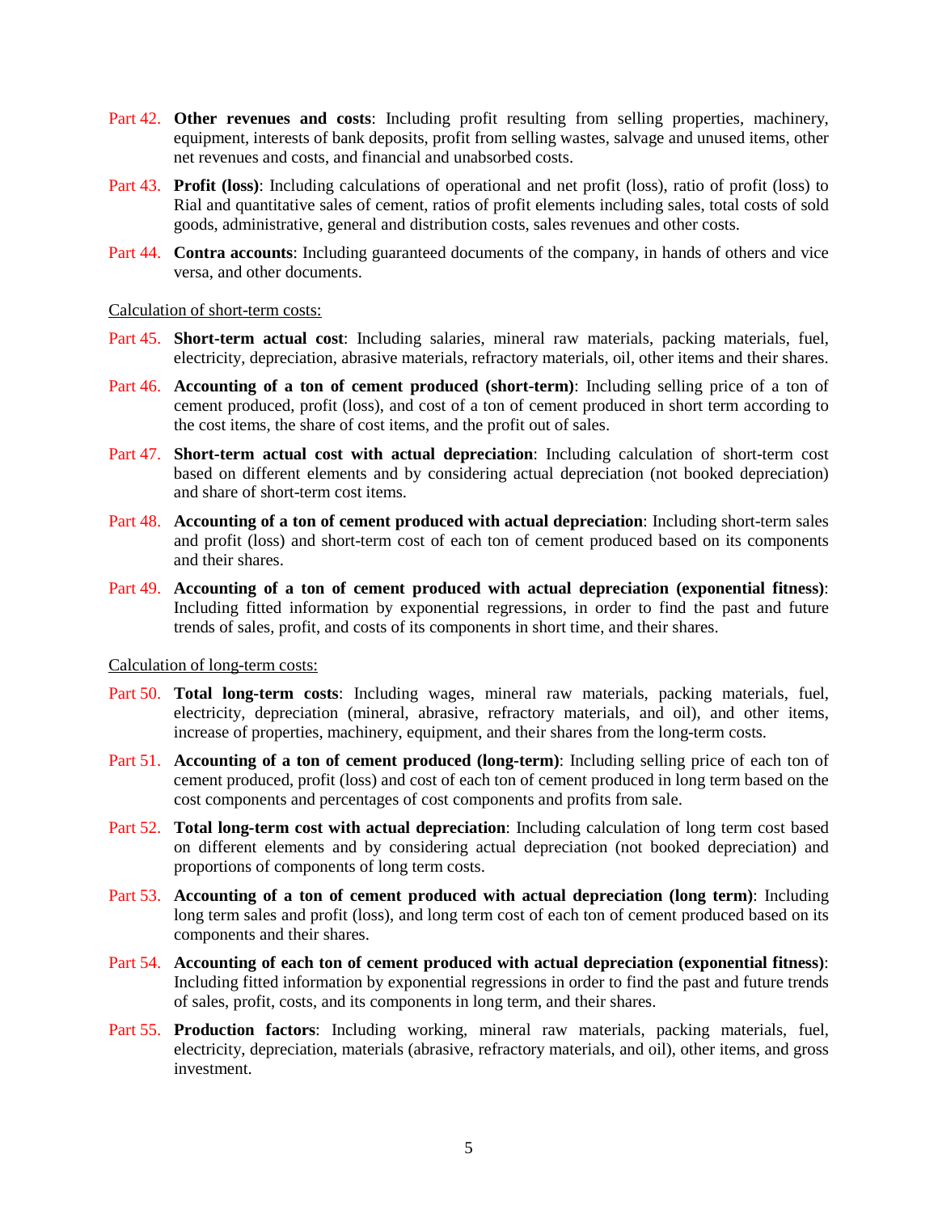Part 42. **Other revenues and costs**: Including profit resulting from selling properties, machinery, equipment, interests of bank deposits, profit from selling wastes, salvage and unused items, other net revenues and costs, and financial and unabsorbed costs.

Part 43. **Profit (loss)**: Including calculations of operational and net profit (loss), ratio of profit (loss) to Rial and quantitative sales of cement, ratios of profit elements including sales, total costs of sold goods, administrative, general and distribution costs, sales revenues and other costs.

Part 44. **Contra accounts**: Including guaranteed documents of the company, in hands of others and vice versa, and other documents.

<u>Calculation of short-term costs:</u>

Part 45. **Short-term actual cost**: Including salaries, mineral raw materials, packing materials, fuel, electricity, depreciation, abrasive materials, refractory materials, oil, other items and their shares.

Part 46. **Accounting of a ton of cement produced (short-term)**: Including selling price of a ton of cement produced, profit (loss), and cost of a ton of cement produced in short term according to the cost items, the share of cost items, and the profit out of sales.

Part 47. **Short-term actual cost with actual depreciation**: Including calculation of short-term cost based on different elements and by considering actual depreciation (not booked depreciation) and share of short-term cost items.

Part 48. **Accounting of a ton of cement produced with actual depreciation**: Including short-term sales and profit (loss) and short-term cost of each ton of cement produced based on its components and their shares.

Part 49. **Accounting of a ton of cement produced with actual depreciation (exponential fitness)**: Including fitted information by exponential regressions, in order to find the past and future trends of sales, profit, and costs of its components in short time, and their shares.

<u>Calculation of long-term costs:</u>

Part 50. **Total long-term costs**: Including wages, mineral raw materials, packing materials, fuel, electricity, depreciation (mineral, abrasive, refractory materials, and oil), and other items, increase of properties, machinery, equipment, and their shares from the long-term costs.

Part 51. **Accounting of a ton of cement produced (long-term)**: Including selling price of each ton of cement produced, profit (loss) and cost of each ton of cement produced in long term based on the cost components and percentages of cost components and profits from sale.

Part 52. **Total long-term cost with actual depreciation**: Including calculation of long term cost based on different elements and by considering actual depreciation (not booked depreciation) and proportions of components of long term costs.

Part 53. **Accounting of a ton of cement produced with actual depreciation (long term)**: Including long term sales and profit (loss), and long term cost of each ton of cement produced based on its components and their shares.

Part 54. **Accounting of each ton of cement produced with actual depreciation (exponential fitness)**: Including fitted information by exponential regressions in order to find the past and future trends of sales, profit, costs, and its components in long term, and their shares.

Part 55. **Production factors**: Including working, mineral raw materials, packing materials, fuel, electricity, depreciation, materials (abrasive, refractory materials, and oil), other items, and gross investment.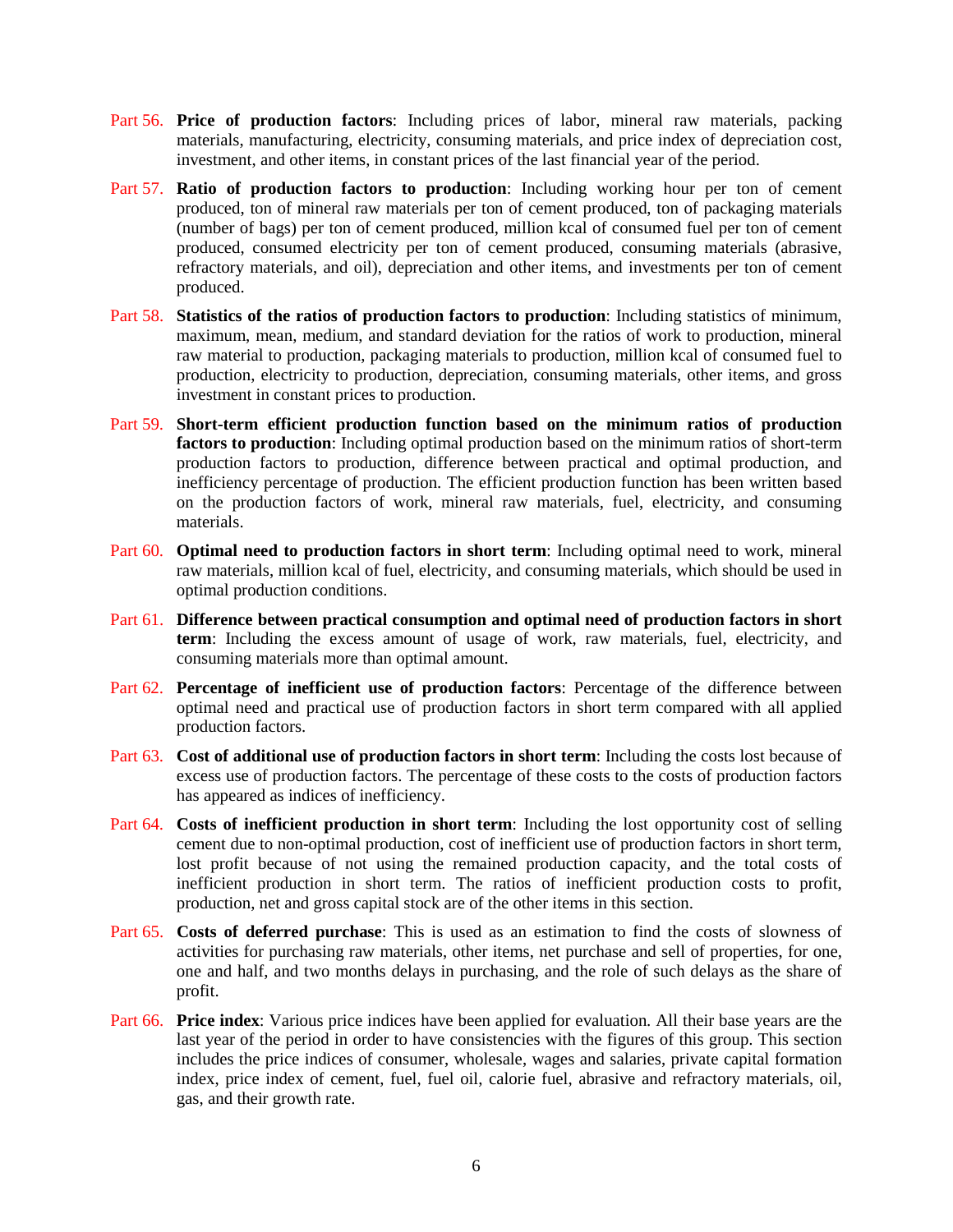Part 56. **Price of production factors**: Including prices of labor, mineral raw materials, packing materials, manufacturing, electricity, consuming materials, and price index of depreciation cost, investment, and other items, in constant prices of the last financial year of the period.

Part 57. **Ratio of production factors to production**: Including working hour per ton of cement produced, ton of mineral raw materials per ton of cement produced, ton of packaging materials (number of bags) per ton of cement produced, million kcal of consumed fuel per ton of cement produced, consumed electricity per ton of cement produced, consuming materials (abrasive, refractory materials, and oil), depreciation and other items, and investments per ton of cement produced.

Part 58. **Statistics of the ratios of production factors to production**: Including statistics of minimum, maximum, mean, medium, and standard deviation for the ratios of work to production, mineral raw material to production, packaging materials to production, million kcal of consumed fuel to production, electricity to production, depreciation, consuming materials, other items, and gross investment in constant prices to production.

Part 59. **Short-term efficient production function based on the minimum ratios of production factors to production**: Including optimal production based on the minimum ratios of short-term production factors to production, difference between practical and optimal production, and inefficiency percentage of production. The efficient production function has been written based on the production factors of work, mineral raw materials, fuel, electricity, and consuming materials.

Part 60. **Optimal need to production factors in short term**: Including optimal need to work, mineral raw materials, million kcal of fuel, electricity, and consuming materials, which should be used in optimal production conditions.

Part 61. **Difference between practical consumption and optimal need of production factors in short term**: Including the excess amount of usage of work, raw materials, fuel, electricity, and consuming materials more than optimal amount.

Part 62. **Percentage of inefficient use of production factors**: Percentage of the difference between optimal need and practical use of production factors in short term compared with all applied production factors.

Part 63. **Cost of additional use of production factors in short term**: Including the costs lost because of excess use of production factors. The percentage of these costs to the costs of production factors has appeared as indices of inefficiency.

Part 64. **Costs of inefficient production in short term**: Including the lost opportunity cost of selling cement due to non-optimal production, cost of inefficient use of production factors in short term, lost profit because of not using the remained production capacity, and the total costs of inefficient production in short term. The ratios of inefficient production costs to profit, production, net and gross capital stock are of the other items in this section.

Part 65. **Costs of deferred purchase**: This is used as an estimation to find the costs of slowness of activities for purchasing raw materials, other items, net purchase and sell of properties, for one, one and half, and two months delays in purchasing, and the role of such delays as the share of profit.

Part 66. **Price index**: Various price indices have been applied for evaluation. All their base years are the last year of the period in order to have consistencies with the figures of this group. This section includes the price indices of consumer, wholesale, wages and salaries, private capital formation index, price index of cement, fuel, fuel oil, calorie fuel, abrasive and refractory materials, oil, gas, and their growth rate.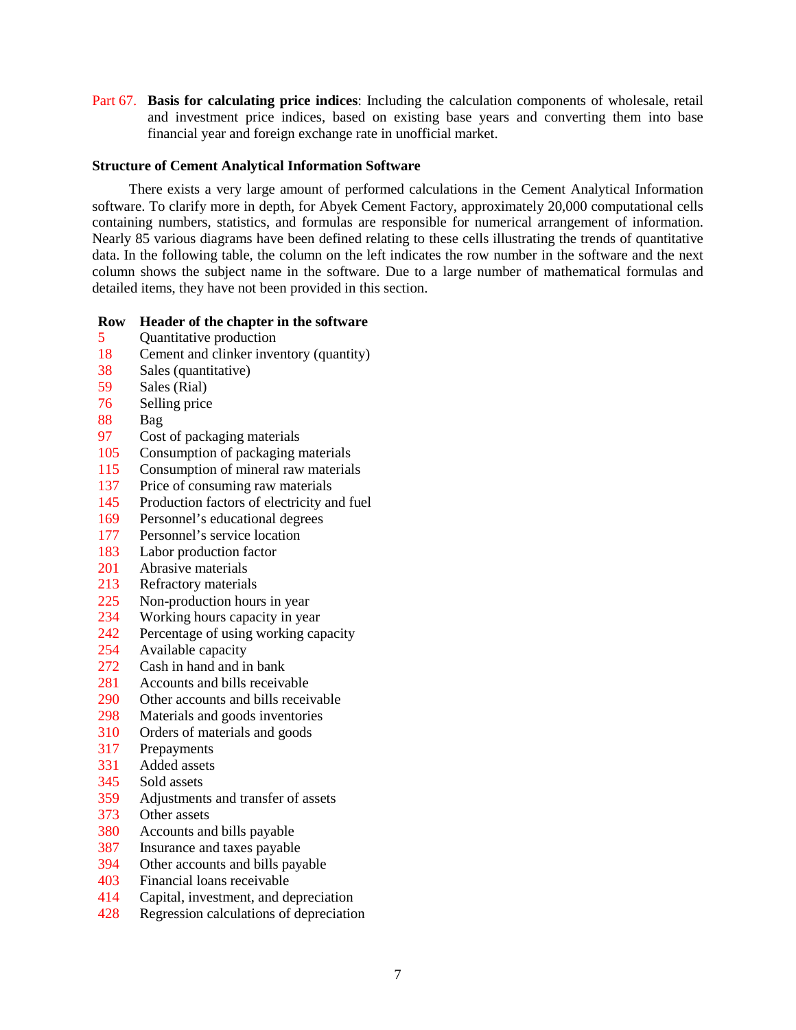Part 67. **Basis for calculating price indices**: Including the calculation components of wholesale, retail and investment price indices, based on existing base years and converting them into base financial year and foreign exchange rate in unofficial market.

**Structure of Cement Analytical Information Software**

There exists a very large amount of performed calculations in the Cement Analytical Information software. To clarify more in depth, for Abyek Cement Factory, approximately 20,000 computational cells containing numbers, statistics, and formulas are responsible for numerical arrangement of information. Nearly 85 various diagrams have been defined relating to these cells illustrating the trends of quantitative data. In the following table, the column on the left indicates the row number in the software and the next column shows the subject name in the software. Due to a large number of mathematical formulas and detailed items, they have not been provided in this section.

| Row | Header of the chapter in the software |
|---|---|
| 5 | Quantitative production |
| 18 | Cement and clinker inventory (quantity) |
| 38 | Sales (quantitative) |
| 59 | Sales (Rial) |
| 76 | Selling price |
| 88 | Bag |
| 97 | Cost of packaging materials |
| 105 | Consumption of packaging materials |
| 115 | Consumption of mineral raw materials |
| 137 | Price of consuming raw materials |
| 145 | Production factors of electricity and fuel |
| 169 | Personnel's educational degrees |
| 177 | Personnel's service location |
| 183 | Labor production factor |
| 201 | Abrasive materials |
| 213 | Refractory materials |
| 225 | Non-production hours in year |
| 234 | Working hours capacity in year |
| 242 | Percentage of using working capacity |
| 254 | Available capacity |
| 272 | Cash in hand and in bank |
| 281 | Accounts and bills receivable |
| 290 | Other accounts and bills receivable |
| 298 | Materials and goods inventories |
| 310 | Orders of materials and goods |
| 317 | Prepayments |
| 331 | Added assets |
| 345 | Sold assets |
| 359 | Adjustments and transfer of assets |
| 373 | Other assets |
| 380 | Accounts and bills payable |
| 387 | Insurance and taxes payable |
| 394 | Other accounts and bills payable |
| 403 | Financial loans receivable |
| 414 | Capital, investment, and depreciation |
| 428 | Regression calculations of depreciation |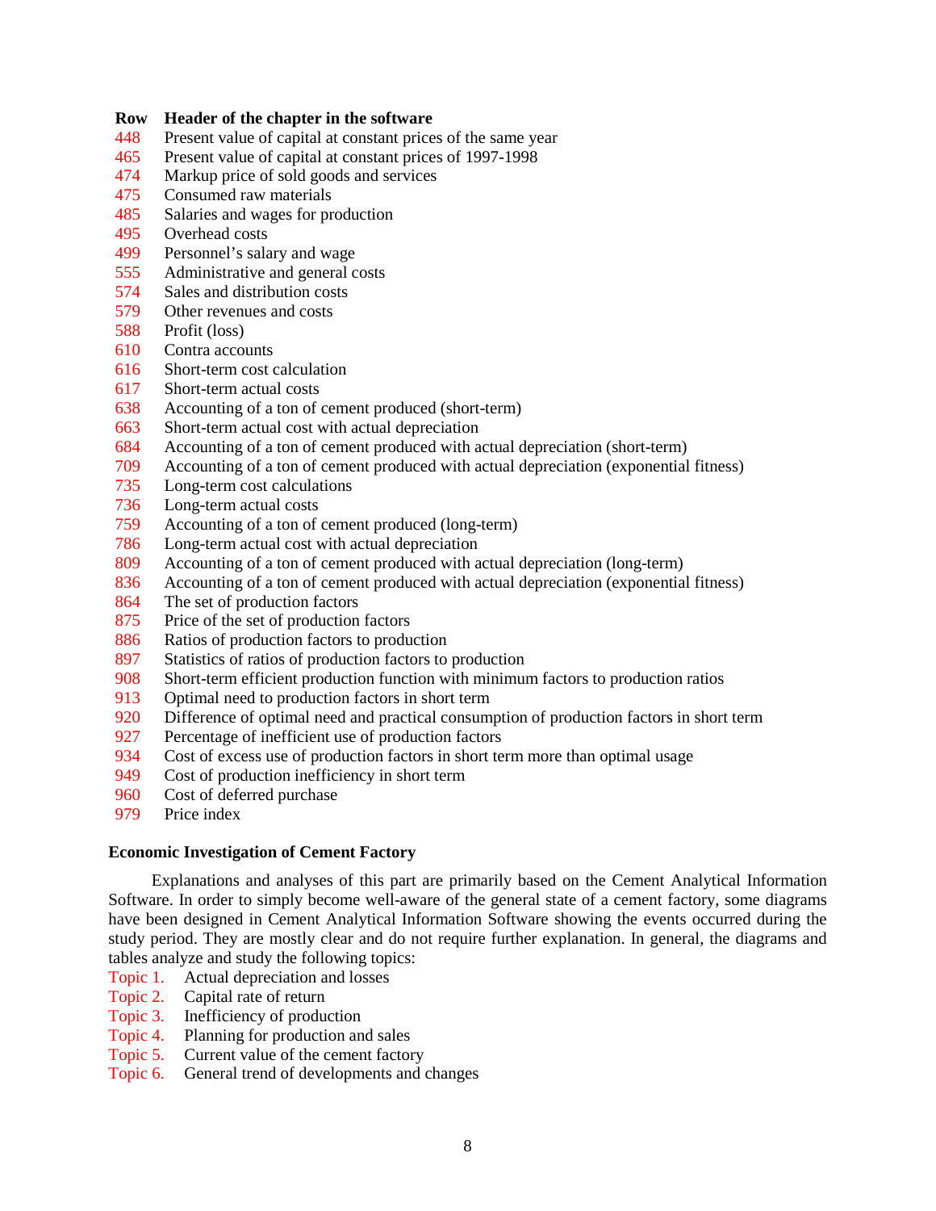| Row | Header of the chapter in the software |
| --- | --- |
| 448 | Present value of capital at constant prices of the same year |
| 465 | Present value of capital at constant prices of 1997-1998 |
| 474 | Markup price of sold goods and services |
| 475 | Consumed raw materials |
| 485 | Salaries and wages for production |
| 495 | Overhead costs |
| 499 | Personnel's salary and wage |
| 555 | Administrative and general costs |
| 574 | Sales and distribution costs |
| 579 | Other revenues and costs |
| 588 | Profit (loss) |
| 610 | Contra accounts |
| 616 | Short-term cost calculation |
| 617 | Short-term actual costs |
| 638 | Accounting of a ton of cement produced (short-term) |
| 663 | Short-term actual cost with actual depreciation |
| 684 | Accounting of a ton of cement produced with actual depreciation (short-term) |
| 709 | Accounting of a ton of cement produced with actual depreciation (exponential fitness) |
| 735 | Long-term cost calculations |
| 736 | Long-term actual costs |
| 759 | Accounting of a ton of cement produced (long-term) |
| 786 | Long-term actual cost with actual depreciation |
| 809 | Accounting of a ton of cement produced with actual depreciation (long-term) |
| 836 | Accounting of a ton of cement produced with actual depreciation (exponential fitness) |
| 864 | The set of production factors |
| 875 | Price of the set of production factors |
| 886 | Ratios of production factors to production |
| 897 | Statistics of ratios of production factors to production |
| 908 | Short-term efficient production function with minimum factors to production ratios |
| 913 | Optimal need to production factors in short term |
| 920 | Difference of optimal need and practical consumption of production factors in short term |
| 927 | Percentage of inefficient use of production factors |
| 934 | Cost of excess use of production factors in short term more than optimal usage |
| 949 | Cost of production inefficiency in short term |
| 960 | Cost of deferred purchase |
| 979 | Price index |

## Economic Investigation of Cement Factory

Explanations and analyses of this part are primarily based on the Cement Analytical Information Software. In order to simply become well-aware of the general state of a cement factory, some diagrams have been designed in Cement Analytical Information Software showing the events occurred during the study period. They are mostly clear and do not require further explanation. In general, the diagrams and tables analyze and study the following topics:

Topic 1. Actual depreciation and losses
Topic 2. Capital rate of return
Topic 3. Inefficiency of production
Topic 4. Planning for production and sales
Topic 5. Current value of the cement factory
Topic 6. General trend of developments and changes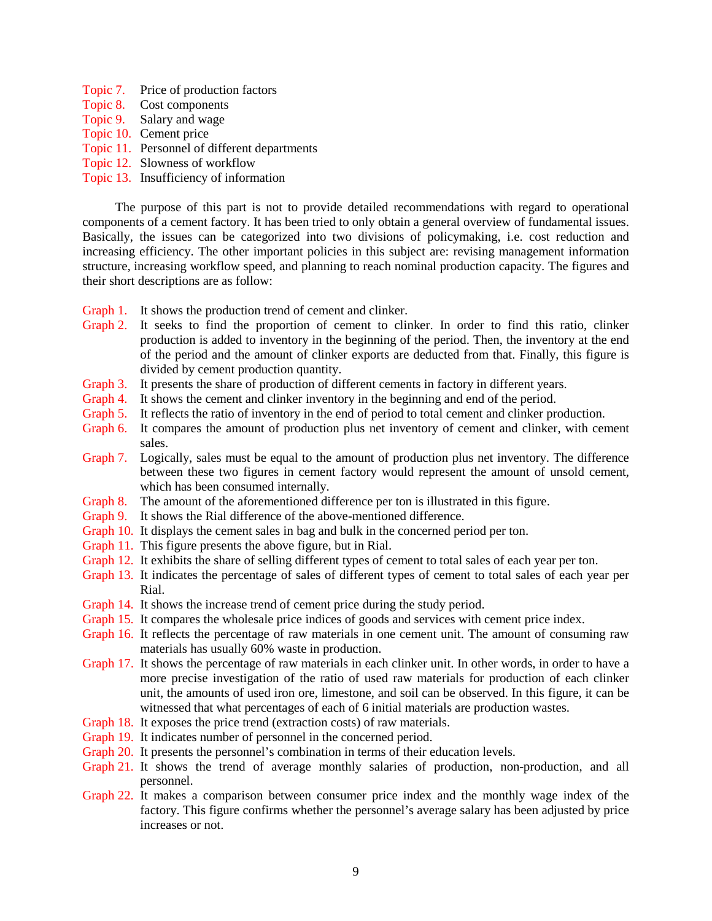Topic 7. Price of production factors
Topic 8. Cost components
Topic 9. Salary and wage
Topic 10. Cement price
Topic 11. Personnel of different departments
Topic 12. Slowness of workflow
Topic 13. Insufficiency of information

The purpose of this part is not to provide detailed recommendations with regard to operational components of a cement factory. It has been tried to only obtain a general overview of fundamental issues. Basically, the issues can be categorized into two divisions of policymaking, i.e. cost reduction and increasing efficiency. The other important policies in this subject are: revising management information structure, increasing workflow speed, and planning to reach nominal production capacity. The figures and their short descriptions are as follow:

Graph 1. It shows the production trend of cement and clinker.
Graph 2. It seeks to find the proportion of cement to clinker. In order to find this ratio, clinker production is added to inventory in the beginning of the period. Then, the inventory at the end of the period and the amount of clinker exports are deducted from that. Finally, this figure is divided by cement production quantity.
Graph 3. It presents the share of production of different cements in factory in different years.
Graph 4. It shows the cement and clinker inventory in the beginning and end of the period.
Graph 5. It reflects the ratio of inventory in the end of period to total cement and clinker production.
Graph 6. It compares the amount of production plus net inventory of cement and clinker, with cement sales.
Graph 7. Logically, sales must be equal to the amount of production plus net inventory. The difference between these two figures in cement factory would represent the amount of unsold cement, which has been consumed internally.
Graph 8. The amount of the aforementioned difference per ton is illustrated in this figure.
Graph 9. It shows the Rial difference of the above-mentioned difference.
Graph 10. It displays the cement sales in bag and bulk in the concerned period per ton.
Graph 11. This figure presents the above figure, but in Rial.
Graph 12. It exhibits the share of selling different types of cement to total sales of each year per ton.
Graph 13. It indicates the percentage of sales of different types of cement to total sales of each year per Rial.
Graph 14. It shows the increase trend of cement price during the study period.
Graph 15. It compares the wholesale price indices of goods and services with cement price index.
Graph 16. It reflects the percentage of raw materials in one cement unit. The amount of consuming raw materials has usually 60% waste in production.
Graph 17. It shows the percentage of raw materials in each clinker unit. In other words, in order to have a more precise investigation of the ratio of used raw materials for production of each clinker unit, the amounts of used iron ore, limestone, and soil can be observed. In this figure, it can be witnessed that what percentages of each of 6 initial materials are production wastes.
Graph 18. It exposes the price trend (extraction costs) of raw materials.
Graph 19. It indicates number of personnel in the concerned period.
Graph 20. It presents the personnel's combination in terms of their education levels.
Graph 21. It shows the trend of average monthly salaries of production, non-production, and all personnel.
Graph 22. It makes a comparison between consumer price index and the monthly wage index of the factory. This figure confirms whether the personnel's average salary has been adjusted by price increases or not.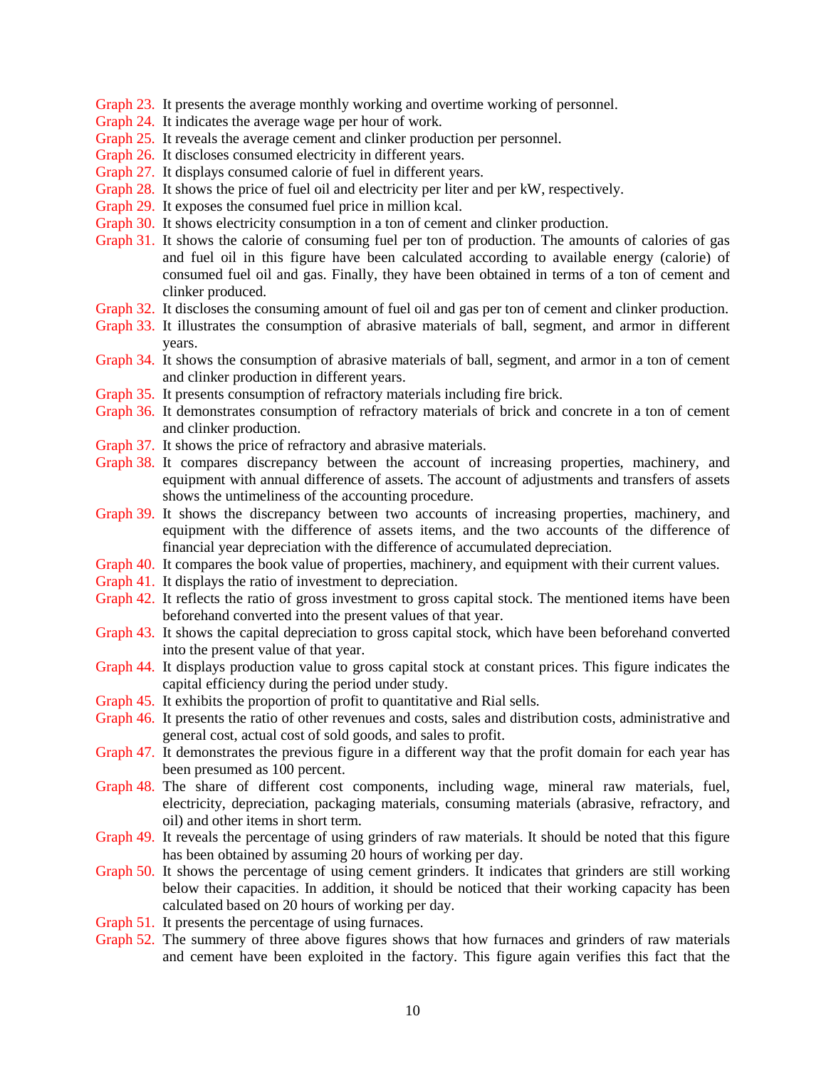Graph 23. It presents the average monthly working and overtime working of personnel.

Graph 24. It indicates the average wage per hour of work.

Graph 25. It reveals the average cement and clinker production per personnel.

Graph 26. It discloses consumed electricity in different years.

Graph 27. It displays consumed calorie of fuel in different years.

Graph 28. It shows the price of fuel oil and electricity per liter and per kW, respectively.

Graph 29. It exposes the consumed fuel price in million kcal.

Graph 30. It shows electricity consumption in a ton of cement and clinker production.

Graph 31. It shows the calorie of consuming fuel per ton of production. The amounts of calories of gas and fuel oil in this figure have been calculated according to available energy (calorie) of consumed fuel oil and gas. Finally, they have been obtained in terms of a ton of cement and clinker produced.

Graph 32. It discloses the consuming amount of fuel oil and gas per ton of cement and clinker production.

Graph 33. It illustrates the consumption of abrasive materials of ball, segment, and armor in different years.

Graph 34. It shows the consumption of abrasive materials of ball, segment, and armor in a ton of cement and clinker production in different years.

Graph 35. It presents consumption of refractory materials including fire brick.

Graph 36. It demonstrates consumption of refractory materials of brick and concrete in a ton of cement and clinker production.

Graph 37. It shows the price of refractory and abrasive materials.

Graph 38. It compares discrepancy between the account of increasing properties, machinery, and equipment with annual difference of assets. The account of adjustments and transfers of assets shows the untimeliness of the accounting procedure.

Graph 39. It shows the discrepancy between two accounts of increasing properties, machinery, and equipment with the difference of assets items, and the two accounts of the difference of financial year depreciation with the difference of accumulated depreciation.

Graph 40. It compares the book value of properties, machinery, and equipment with their current values.

Graph 41. It displays the ratio of investment to depreciation.

Graph 42. It reflects the ratio of gross investment to gross capital stock. The mentioned items have been beforehand converted into the present values of that year.

Graph 43. It shows the capital depreciation to gross capital stock, which have been beforehand converted into the present value of that year.

Graph 44. It displays production value to gross capital stock at constant prices. This figure indicates the capital efficiency during the period under study.

Graph 45. It exhibits the proportion of profit to quantitative and Rial sells.

Graph 46. It presents the ratio of other revenues and costs, sales and distribution costs, administrative and general cost, actual cost of sold goods, and sales to profit.

Graph 47. It demonstrates the previous figure in a different way that the profit domain for each year has been presumed as 100 percent.

Graph 48. The share of different cost components, including wage, mineral raw materials, fuel, electricity, depreciation, packaging materials, consuming materials (abrasive, refractory, and oil) and other items in short term.

Graph 49. It reveals the percentage of using grinders of raw materials. It should be noted that this figure has been obtained by assuming 20 hours of working per day.

Graph 50. It shows the percentage of using cement grinders. It indicates that grinders are still working below their capacities. In addition, it should be noticed that their working capacity has been calculated based on 20 hours of working per day.

Graph 51. It presents the percentage of using furnaces.

Graph 52. The summery of three above figures shows that how furnaces and grinders of raw materials and cement have been exploited in the factory. This figure again verifies this fact that the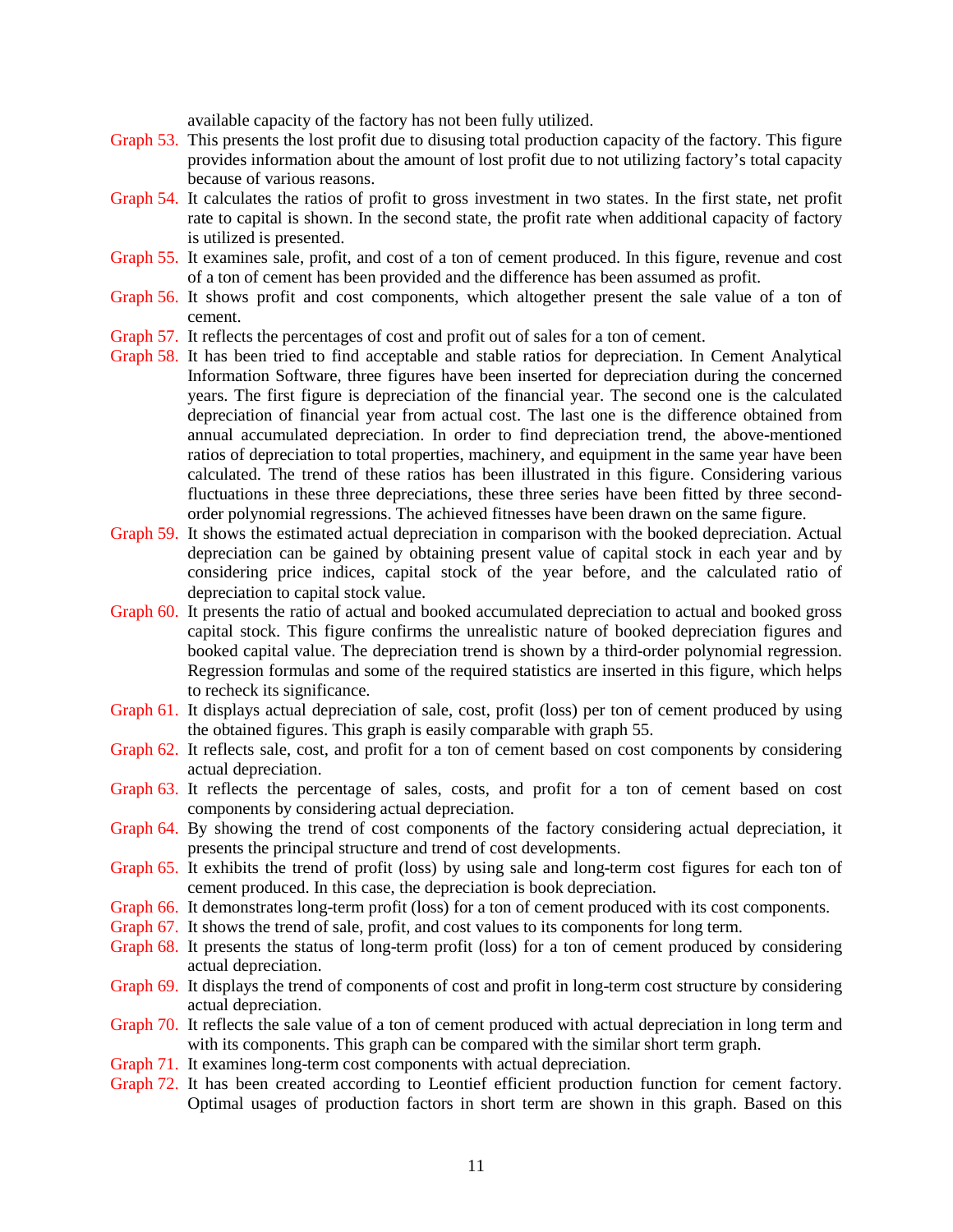available capacity of the factory has not been fully utilized.

**Graph 53.** This presents the lost profit due to disusing total production capacity of the factory. This figure provides information about the amount of lost profit due to not utilizing factory's total capacity because of various reasons.

**Graph 54.** It calculates the ratios of profit to gross investment in two states. In the first state, net profit rate to capital is shown. In the second state, the profit rate when additional capacity of factory is utilized is presented.

**Graph 55.** It examines sale, profit, and cost of a ton of cement produced. In this figure, revenue and cost of a ton of cement has been provided and the difference has been assumed as profit.

**Graph 56.** It shows profit and cost components, which altogether present the sale value of a ton of cement.

**Graph 57.** It reflects the percentages of cost and profit out of sales for a ton of cement.

**Graph 58.** It has been tried to find acceptable and stable ratios for depreciation. In Cement Analytical Information Software, three figures have been inserted for depreciation during the concerned years. The first figure is depreciation of the financial year. The second one is the calculated depreciation of financial year from actual cost. The last one is the difference obtained from annual accumulated depreciation. In order to find depreciation trend, the above-mentioned ratios of depreciation to total properties, machinery, and equipment in the same year have been calculated. The trend of these ratios has been illustrated in this figure. Considering various fluctuations in these three depreciations, these three series have been fitted by three second-order polynomial regressions. The achieved fitnesses have been drawn on the same figure.

**Graph 59.** It shows the estimated actual depreciation in comparison with the booked depreciation. Actual depreciation can be gained by obtaining present value of capital stock in each year and by considering price indices, capital stock of the year before, and the calculated ratio of depreciation to capital stock value.

**Graph 60.** It presents the ratio of actual and booked accumulated depreciation to actual and booked gross capital stock. This figure confirms the unrealistic nature of booked depreciation figures and booked capital value. The depreciation trend is shown by a third-order polynomial regression. Regression formulas and some of the required statistics are inserted in this figure, which helps to recheck its significance.

**Graph 61.** It displays actual depreciation of sale, cost, profit (loss) per ton of cement produced by using the obtained figures. This graph is easily comparable with graph 55.

**Graph 62.** It reflects sale, cost, and profit for a ton of cement based on cost components by considering actual depreciation.

**Graph 63.** It reflects the percentage of sales, costs, and profit for a ton of cement based on cost components by considering actual depreciation.

**Graph 64.** By showing the trend of cost components of the factory considering actual depreciation, it presents the principal structure and trend of cost developments.

**Graph 65.** It exhibits the trend of profit (loss) by using sale and long-term cost figures for each ton of cement produced. In this case, the depreciation is book depreciation.

**Graph 66.** It demonstrates long-term profit (loss) for a ton of cement produced with its cost components.

**Graph 67.** It shows the trend of sale, profit, and cost values to its components for long term.

**Graph 68.** It presents the status of long-term profit (loss) for a ton of cement produced by considering actual depreciation.

**Graph 69.** It displays the trend of components of cost and profit in long-term cost structure by considering actual depreciation.

**Graph 70.** It reflects the sale value of a ton of cement produced with actual depreciation in long term and with its components. This graph can be compared with the similar short term graph.

**Graph 71.** It examines long-term cost components with actual depreciation.

**Graph 72.** It has been created according to Leontief efficient production function for cement factory. Optimal usages of production factors in short term are shown in this graph. Based on this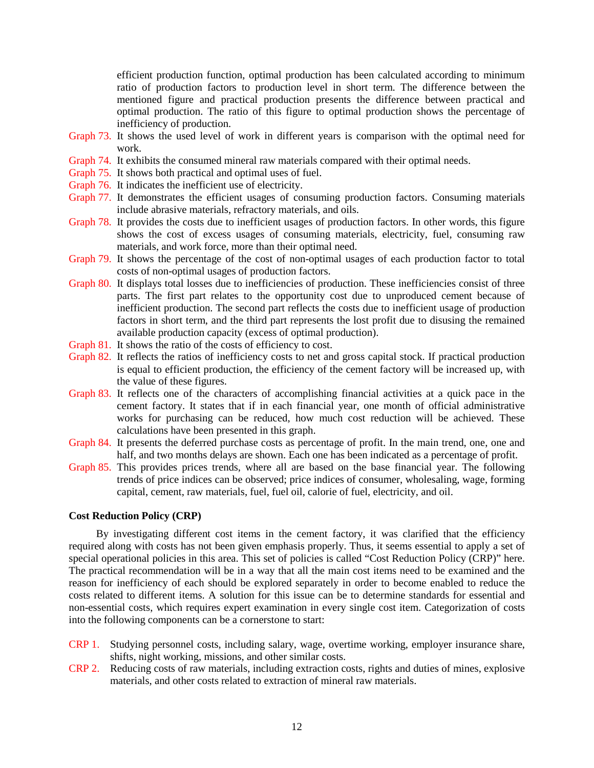efficient production function, optimal production has been calculated according to minimum ratio of production factors to production level in short term. The difference between the mentioned figure and practical production presents the difference between practical and optimal production. The ratio of this figure to optimal production shows the percentage of inefficiency of production.

Graph 73. It shows the used level of work in different years is comparison with the optimal need for work.

Graph 74. It exhibits the consumed mineral raw materials compared with their optimal needs.

Graph 75. It shows both practical and optimal uses of fuel.

Graph 76. It indicates the inefficient use of electricity.

Graph 77. It demonstrates the efficient usages of consuming production factors. Consuming materials include abrasive materials, refractory materials, and oils.

Graph 78. It provides the costs due to inefficient usages of production factors. In other words, this figure shows the cost of excess usages of consuming materials, electricity, fuel, consuming raw materials, and work force, more than their optimal need.

Graph 79. It shows the percentage of the cost of non-optimal usages of each production factor to total costs of non-optimal usages of production factors.

Graph 80. It displays total losses due to inefficiencies of production. These inefficiencies consist of three parts. The first part relates to the opportunity cost due to unproduced cement because of inefficient production. The second part reflects the costs due to inefficient usage of production factors in short term, and the third part represents the lost profit due to disusing the remained available production capacity (excess of optimal production).

Graph 81. It shows the ratio of the costs of efficiency to cost.

Graph 82. It reflects the ratios of inefficiency costs to net and gross capital stock. If practical production is equal to efficient production, the efficiency of the cement factory will be increased up, with the value of these figures.

Graph 83. It reflects one of the characters of accomplishing financial activities at a quick pace in the cement factory. It states that if in each financial year, one month of official administrative works for purchasing can be reduced, how much cost reduction will be achieved. These calculations have been presented in this graph.

Graph 84. It presents the deferred purchase costs as percentage of profit. In the main trend, one, one and half, and two months delays are shown. Each one has been indicated as a percentage of profit.

Graph 85. This provides prices trends, where all are based on the base financial year. The following trends of price indices can be observed; price indices of consumer, wholesaling, wage, forming capital, cement, raw materials, fuel, fuel oil, calorie of fuel, electricity, and oil.

**Cost Reduction Policy (CRP)**

By investigating different cost items in the cement factory, it was clarified that the efficiency required along with costs has not been given emphasis properly. Thus, it seems essential to apply a set of special operational policies in this area. This set of policies is called "Cost Reduction Policy (CRP)" here. The practical recommendation will be in a way that all the main cost items need to be examined and the reason for inefficiency of each should be explored separately in order to become enabled to reduce the costs related to different items. A solution for this issue can be to determine standards for essential and non-essential costs, which requires expert examination in every single cost item. Categorization of costs into the following components can be a cornerstone to start:

CRP 1. Studying personnel costs, including salary, wage, overtime working, employer insurance share, shifts, night working, missions, and other similar costs.

CRP 2. Reducing costs of raw materials, including extraction costs, rights and duties of mines, explosive materials, and other costs related to extraction of mineral raw materials.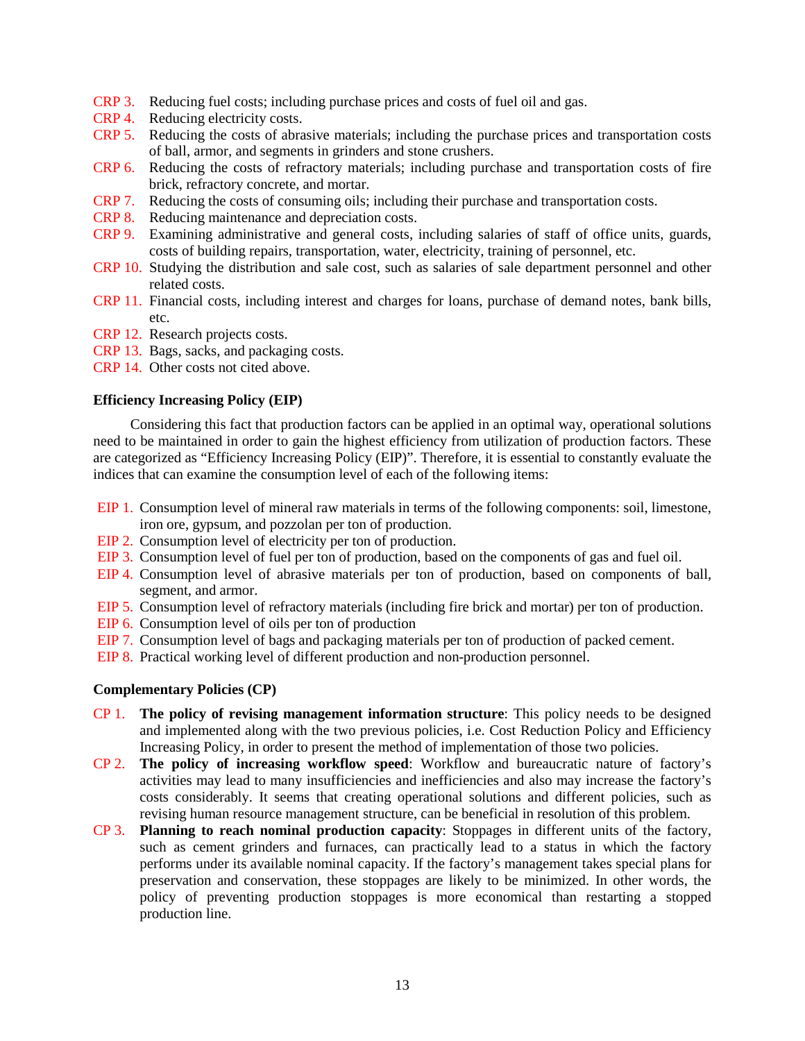- CRP 3. Reducing fuel costs; including purchase prices and costs of fuel oil and gas.
- CRP 4. Reducing electricity costs.
- CRP 5. Reducing the costs of abrasive materials; including the purchase prices and transportation costs of ball, armor, and segments in grinders and stone crushers.
- CRP 6. Reducing the costs of refractory materials; including purchase and transportation costs of fire brick, refractory concrete, and mortar.
- CRP 7. Reducing the costs of consuming oils; including their purchase and transportation costs.
- CRP 8. Reducing maintenance and depreciation costs.
- CRP 9. Examining administrative and general costs, including salaries of staff of office units, guards, costs of building repairs, transportation, water, electricity, training of personnel, etc.
- CRP 10. Studying the distribution and sale cost, such as salaries of sale department personnel and other related costs.
- CRP 11. Financial costs, including interest and charges for loans, purchase of demand notes, bank bills, etc.
- CRP 12. Research projects costs.
- CRP 13. Bags, sacks, and packaging costs.
- CRP 14. Other costs not cited above.

**Efficiency Increasing Policy (EIP)**

Considering this fact that production factors can be applied in an optimal way, operational solutions need to be maintained in order to gain the highest efficiency from utilization of production factors. These are categorized as "Efficiency Increasing Policy (EIP)". Therefore, it is essential to constantly evaluate the indices that can examine the consumption level of each of the following items:

- EIP 1. Consumption level of mineral raw materials in terms of the following components: soil, limestone, iron ore, gypsum, and pozzolan per ton of production.
- EIP 2. Consumption level of electricity per ton of production.
- EIP 3. Consumption level of fuel per ton of production, based on the components of gas and fuel oil.
- EIP 4. Consumption level of abrasive materials per ton of production, based on components of ball, segment, and armor.
- EIP 5. Consumption level of refractory materials (including fire brick and mortar) per ton of production.
- EIP 6. Consumption level of oils per ton of production
- EIP 7. Consumption level of bags and packaging materials per ton of production of packed cement.
- EIP 8. Practical working level of different production and non-production personnel.

**Complementary Policies (CP)**

- CP 1. **The policy of revising management information structure**: This policy needs to be designed and implemented along with the two previous policies, i.e. Cost Reduction Policy and Efficiency Increasing Policy, in order to present the method of implementation of those two policies.
- CP 2. **The policy of increasing workflow speed**: Workflow and bureaucratic nature of factory's activities may lead to many insufficiencies and inefficiencies and also may increase the factory's costs considerably. It seems that creating operational solutions and different policies, such as revising human resource management structure, can be beneficial in resolution of this problem.
- CP 3. **Planning to reach nominal production capacity**: Stoppages in different units of the factory, such as cement grinders and furnaces, can practically lead to a status in which the factory performs under its available nominal capacity. If the factory's management takes special plans for preservation and conservation, these stoppages are likely to be minimized. In other words, the policy of preventing production stoppages is more economical than restarting a stopped production line.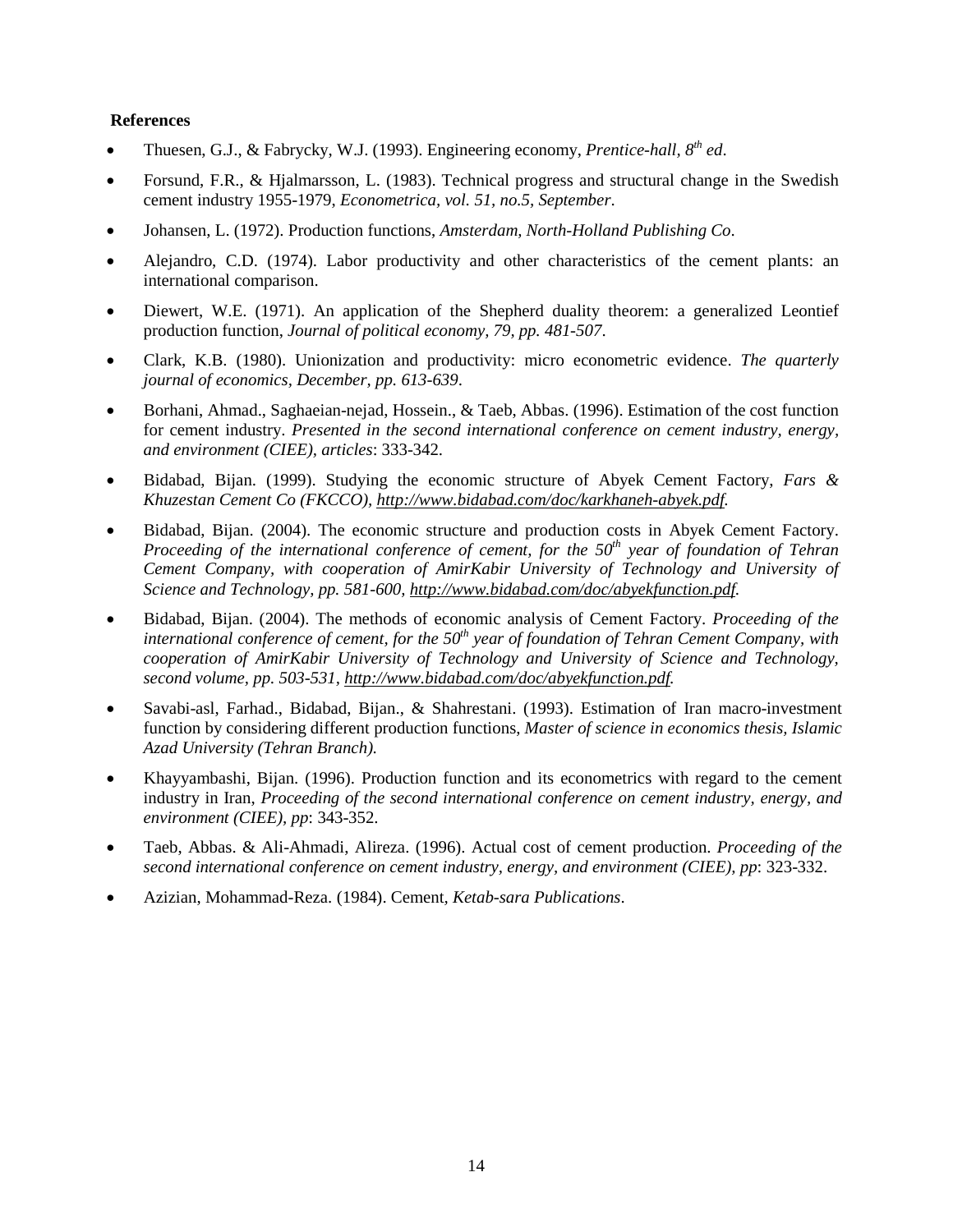**References**

- Thuesen, G.J., & Fabrycky, W.J. (1993). Engineering economy, *Prentice-hall, 8th ed*.
- Forsund, F.R., & Hjalmarsson, L. (1983). Technical progress and structural change in the Swedish cement industry 1955-1979, *Econometrica, vol. 51, no.5, September*.
- Johansen, L. (1972). Production functions, *Amsterdam, North-Holland Publishing Co*.
- Alejandro, C.D. (1974). Labor productivity and other characteristics of the cement plants: an international comparison.
- Diewert, W.E. (1971). An application of the Shepherd duality theorem: a generalized Leontief production function, *Journal of political economy, 79, pp. 481-507*.
- Clark, K.B. (1980). Unionization and productivity: micro econometric evidence. *The quarterly journal of economics, December, pp. 613-639*.
- Borhani, Ahmad., Saghaeian-nejad, Hossein., & Taeb, Abbas. (1996). Estimation of the cost function for cement industry. *Presented in the second international conference on cement industry, energy, and environment (CIEE), articles*: 333-342.
- Bidabad, Bijan. (1999). Studying the economic structure of Abyek Cement Factory, *Fars & Khuzestan Cement Co (FKCCO), http://www.bidabad.com/doc/karkhaneh-abyek.pdf.*
- Bidabad, Bijan. (2004). The economic structure and production costs in Abyek Cement Factory. *Proceeding of the international conference of cement, for the 50th year of foundation of Tehran Cement Company, with cooperation of AmirKabir University of Technology and University of Science and Technology, pp. 581-600, http://www.bidabad.com/doc/abyekfunction.pdf.*
- Bidabad, Bijan. (2004). The methods of economic analysis of Cement Factory. *Proceeding of the international conference of cement, for the 50th year of foundation of Tehran Cement Company, with cooperation of AmirKabir University of Technology and University of Science and Technology, second volume, pp. 503-531, http://www.bidabad.com/doc/abyekfunction.pdf.*
- Savabi-asl, Farhad., Bidabad, Bijan., & Shahrestani. (1993). Estimation of Iran macro-investment function by considering different production functions, *Master of science in economics thesis, Islamic Azad University (Tehran Branch).*
- Khayyambashi, Bijan. (1996). Production function and its econometrics with regard to the cement industry in Iran, *Proceeding of the second international conference on cement industry, energy, and environment (CIEE), pp*: 343-352.
- Taeb, Abbas. & Ali-Ahmadi, Alireza. (1996). Actual cost of cement production. *Proceeding of the second international conference on cement industry, energy, and environment (CIEE), pp*: 323-332.
- Azizian, Mohammad-Reza. (1984). Cement, *Ketab-sara Publications*.